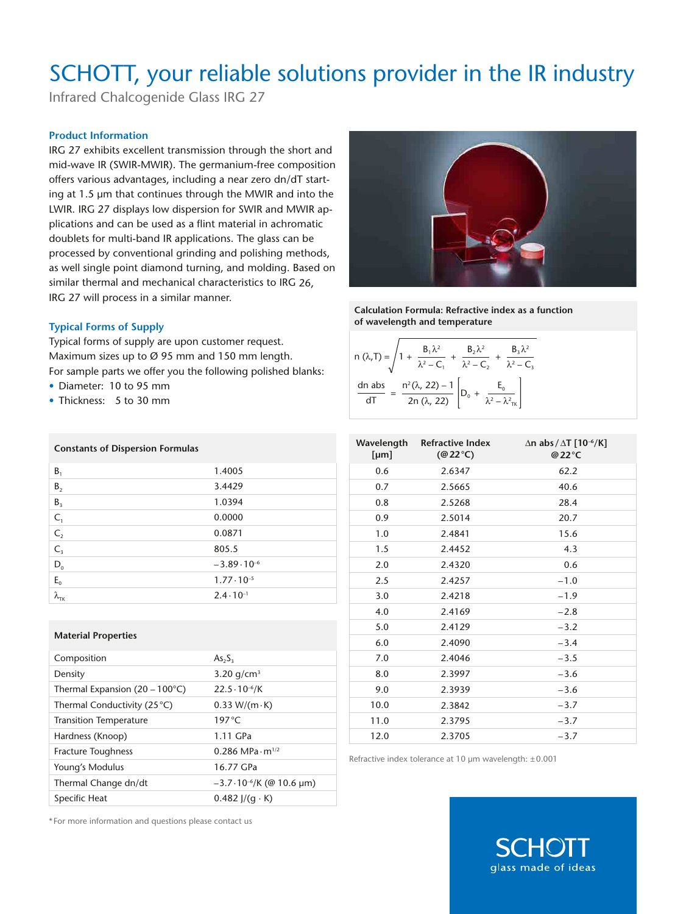# SCHOTT, your reliable solutions provider in the IR industry

Infrared Chalcogenide Glass IRG 27

### Product Information

IRG 27 exhibits excellent transmission through the short and mid-wave IR (SWIR-MWIR). The germanium-free composition offers various advantages, including a near zero dn/dT starting at 1.5 µm that continues through the MWIR and into the LWIR. IRG 27 displays low dispersion for SWIR and MWIR applications and can be used as a flint material in achromatic doublets for multi-band IR applications. The glass can be processed by conventional grinding and polishing methods, as well single point diamond turning, and molding. Based on similar thermal and mechanical characteristics to IRG 26, IRG 27 will process in a similar manner.

### Typical Forms of Supply

Typical forms of supply are upon customer request. Maximum sizes up to Ø 95 mm and 150 mm length. For sample parts we offer you the following polished blanks:

- Diameter: 10 to 95 mm
- Thickness: 5 to 30 mm

**Calculation Formula: Refractive index as a function of wavelength and temperature**

$$n(\lambda,T) = \sqrt{1 + \frac{B_1\lambda^2}{\lambda^2 - C_1} + \frac{B_2\lambda^2}{\lambda^2 - C_2} + \frac{B_3\lambda^2}{\lambda^2 - C_3}}$$

$$\frac{dn\ abs}{dT} = \frac{n^2(\lambda, 22) - 1}{2n(\lambda, 22)}\left[D_0 + \frac{E_0}{\lambda^2 - \lambda^2_{TK}}\right]$$

| Constants of Dispersion Formulas | |
|---|---|
| $B_1$ | 1.4005 |
| $B_2$ | 3.4429 |
| $B_3$ | 1.0394 |
| $C_1$ | 0.0000 |
| $C_2$ | 0.0871 |
| $C_3$ | 805.5 |
| $D_0$ | $-3.89 \cdot 10^{-6}$ |
| $E_0$ | $1.77 \cdot 10^{-5}$ |
| $\lambda_{TK}$ | $2.4 \cdot 10^{-1}$ |

| Material Properties | |
|---|---|
| Composition | $As_2S_3$ |
| Density | 3.20 g/cm³ |
| Thermal Expansion (20 – 100°C) | $22.5 \cdot 10^{-6}$/K |
| Thermal Conductivity (25°C) | 0.33 W/(m·K) |
| Transition Temperature | 197°C |
| Hardness (Knoop) | 1.11 GPa |
| Fracture Toughness | 0.286 MPa·m$^{1/2}$ |
| Young's Modulus | 16.77 GPa |
| Thermal Change dn/dt | $-3.7 \cdot 10^{-6}$/K (@ 10.6 µm) |
| Specific Heat | 0.482 J/(g·K) |

*For more information and questions please contact us

| Wavelength [µm] | Refractive Index (@22°C) | Δn abs / ΔT [$10^{-6}$/K] @22°C |
|---|---|---|
| 0.6 | 2.6347 | 62.2 |
| 0.7 | 2.5665 | 40.6 |
| 0.8 | 2.5268 | 28.4 |
| 0.9 | 2.5014 | 20.7 |
| 1.0 | 2.4841 | 15.6 |
| 1.5 | 2.4452 | 4.3 |
| 2.0 | 2.4320 | 0.6 |
| 2.5 | 2.4257 | −1.0 |
| 3.0 | 2.4218 | −1.9 |
| 4.0 | 2.4169 | −2.8 |
| 5.0 | 2.4129 | −3.2 |
| 6.0 | 2.4090 | −3.4 |
| 7.0 | 2.4046 | −3.5 |
| 8.0 | 2.3997 | −3.6 |
| 9.0 | 2.3939 | −3.6 |
| 10.0 | 2.3842 | −3.7 |
| 11.0 | 2.3795 | −3.7 |
| 12.0 | 2.3705 | −3.7 |

Refractive index tolerance at 10 µm wavelength: ±0.001

SCHOTT
glass made of ideas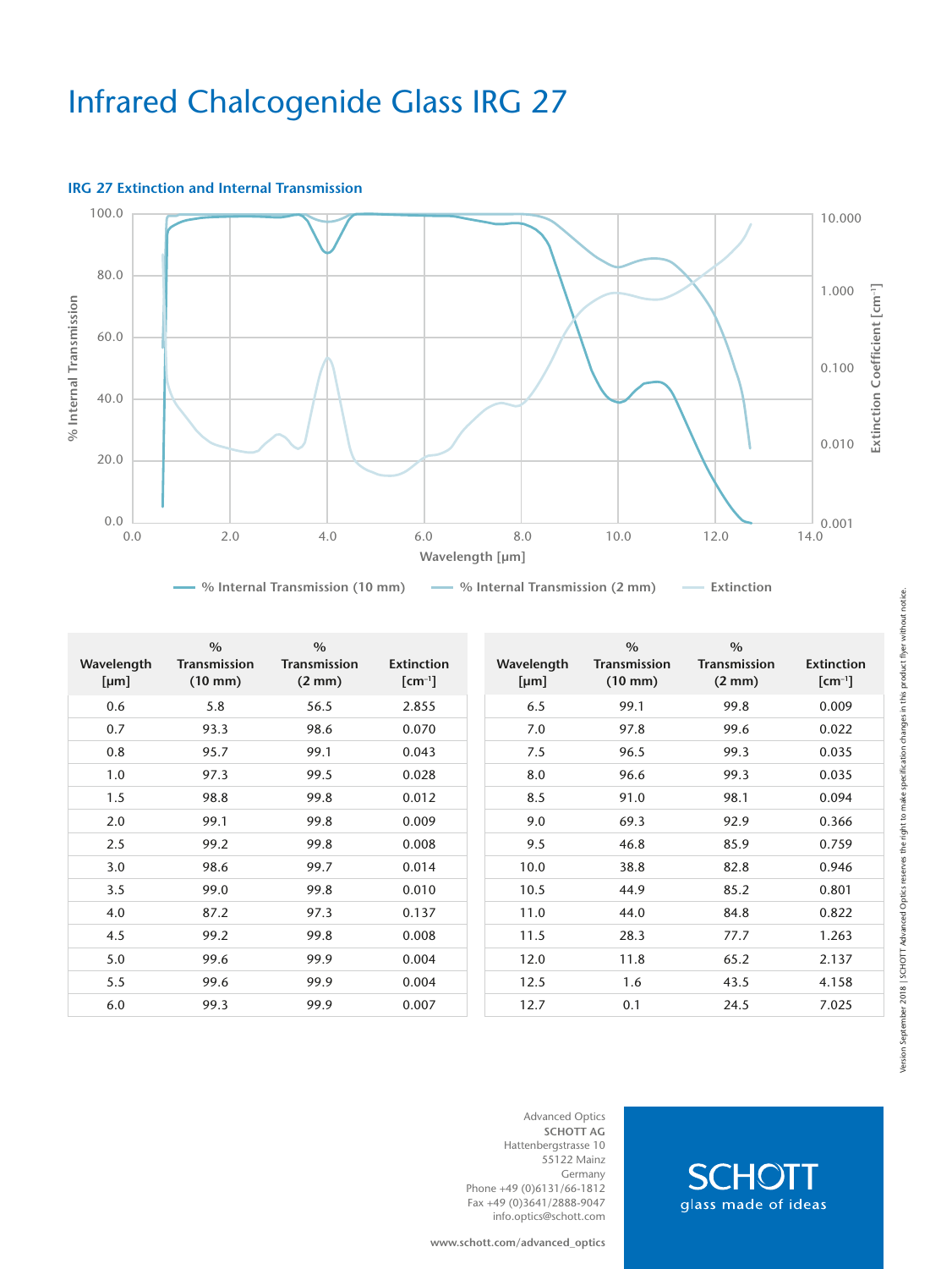# Infrared Chalcogenide Glass IRG 27

**IRG 27 Extinction and Internal Transmission**

100.0
80.0
60.0
40.0
20.0
0.0

% Internal Transmission

10.000
1.000
0.100
0.010
0.001

Extinction Coefficient [cm⁻¹]

0.0 2.0 4.0 6.0 8.0 10.0 12.0 14.0

Wavelength [µm]

% Internal Transmission (10 mm) — % Internal Transmission (2 mm) — Extinction

| Wavelength [µm] | % Transmission (10 mm) | % Transmission (2 mm) | Extinction [$cm^{-1}$] |
|---|---|---|---|
| 0.6 | 5.8 | 56.5 | 2.855 |
| 0.7 | 93.3 | 98.6 | 0.070 |
| 0.8 | 95.7 | 99.1 | 0.043 |
| 1.0 | 97.3 | 99.5 | 0.028 |
| 1.5 | 98.8 | 99.8 | 0.012 |
| 2.0 | 99.1 | 99.8 | 0.009 |
| 2.5 | 99.2 | 99.8 | 0.008 |
| 3.0 | 98.6 | 99.7 | 0.014 |
| 3.5 | 99.0 | 99.8 | 0.010 |
| 4.0 | 87.2 | 97.3 | 0.137 |
| 4.5 | 99.2 | 99.8 | 0.008 |
| 5.0 | 99.6 | 99.9 | 0.004 |
| 5.5 | 99.6 | 99.9 | 0.004 |
| 6.0 | 99.3 | 99.9 | 0.007 |
| 6.5 | 99.1 | 99.8 | 0.009 |
| 7.0 | 97.8 | 99.6 | 0.022 |
| 7.5 | 96.5 | 99.3 | 0.035 |
| 8.0 | 96.6 | 99.3 | 0.035 |
| 8.5 | 91.0 | 98.1 | 0.094 |
| 9.0 | 69.3 | 92.9 | 0.366 |
| 9.5 | 46.8 | 85.9 | 0.759 |
| 10.0 | 38.8 | 82.8 | 0.946 |
| 10.5 | 44.9 | 85.2 | 0.801 |
| 11.0 | 44.0 | 84.8 | 0.822 |
| 11.5 | 28.3 | 77.7 | 1.263 |
| 12.0 | 11.8 | 65.2 | 2.137 |
| 12.5 | 1.6 | 43.5 | 4.158 |
| 12.7 | 0.1 | 24.5 | 7.025 |

Version September 2018 | SCHOTT Advanced Optics reserves the right to make specification changes in this product flyer without notice.

Advanced Optics
**SCHOTT AG**
Hattenbergstrasse 10
55122 Mainz
Germany
Phone +49 (0)6131/66-1812
Fax +49 (0)3641/2888-9047
info.optics@schott.com

**www.schott.com/advanced_optics**

SCHOTT
glass made of ideas